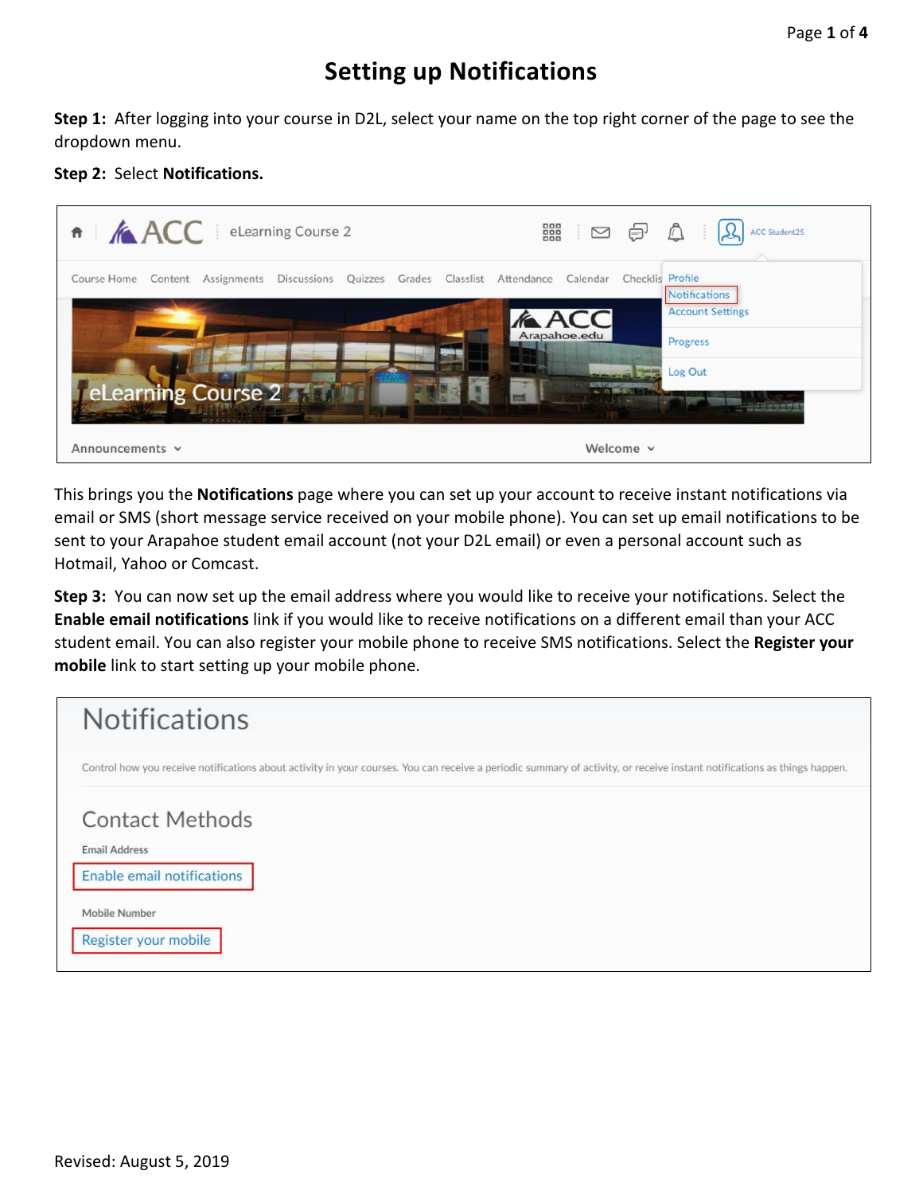# Setting up Notifications

**Step 1:** After logging into your course in D2L, select your name on the top right corner of the page to see the dropdown menu.

**Step 2:** Select **Notifications.**

This brings you the **Notifications** page where you can set up your account to receive instant notifications via email or SMS (short message service received on your mobile phone). You can set up email notifications to be sent to your Arapahoe student email account (not your D2L email) or even a personal account such as Hotmail, Yahoo or Comcast.

**Step 3:** You can now set up the email address where you would like to receive your notifications. Select the **Enable email notifications** link if you would like to receive notifications on a different email than your ACC student email. You can also register your mobile phone to receive SMS notifications. Select the **Register your mobile** link to start setting up your mobile phone.

Revised: August 5, 2019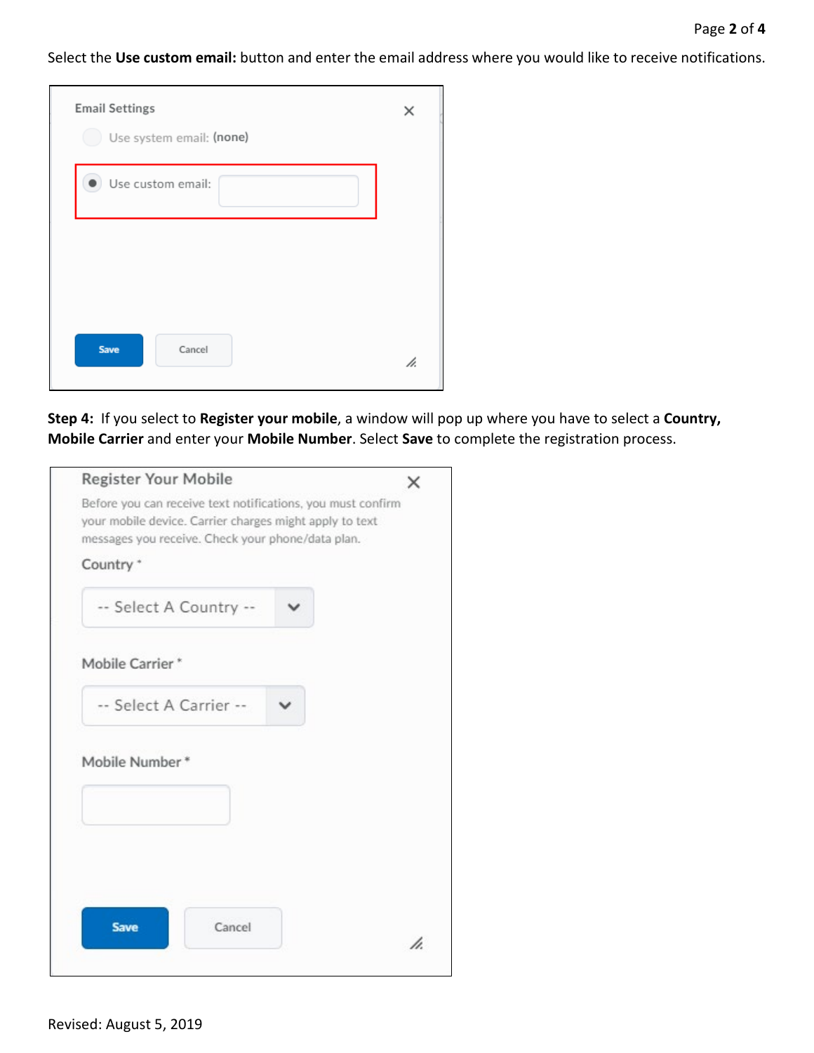Select the **Use custom email:** button and enter the email address where you would like to receive notifications.

Email Settings

Use system email: (none)

Use custom email:

Save Cancel

**Step 4:** If you select to **Register your mobile**, a window will pop up where you have to select a **Country, Mobile Carrier** and enter your **Mobile Number**. Select **Save** to complete the registration process.

Register Your Mobile

Before you can receive text notifications, you must confirm your mobile device. Carrier charges might apply to text messages you receive. Check your phone/data plan.

Country *

-- Select A Country --

Mobile Carrier *

-- Select A Carrier --

Mobile Number *

Save Cancel

Revised: August 5, 2019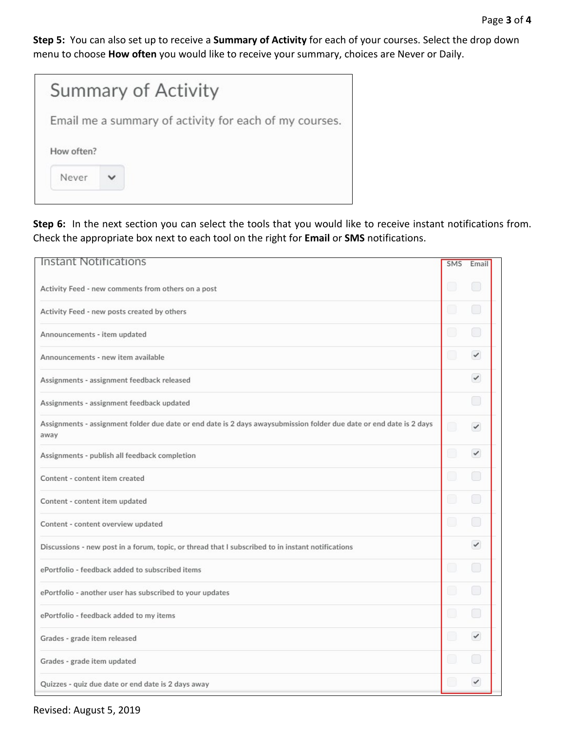**Step 5:** You can also set up to receive a **Summary of Activity** for each of your courses. Select the drop down menu to choose **How often** you would like to receive your summary, choices are Never or Daily.

Summary of Activity

Email me a summary of activity for each of my courses.

How often?

Never

**Step 6:** In the next section you can select the tools that you would like to receive instant notifications from. Check the appropriate box next to each tool on the right for **Email** or **SMS** notifications.

| Instant Notifications | SMS | Email |
|---|---|---|
| Activity Feed - new comments from others on a post | ☐ | ☐ |
| Activity Feed - new posts created by others | ☐ | ☐ |
| Announcements - item updated | ☐ | ☐ |
| Announcements - new item available | ☐ | ☑ |
| Assignments - assignment feedback released | | ☑ |
| Assignments - assignment feedback updated | | ☐ |
| Assignments - assignment folder due date or end date is 2 days awaysubmission folder due date or end date is 2 days away | ☐ | ☑ |
| Assignments - publish all feedback completion | ☐ | ☑ |
| Content - content item created | ☐ | ☐ |
| Content - content item updated | ☐ | ☐ |
| Content - content overview updated | ☐ | ☐ |
| Discussions - new post in a forum, topic, or thread that I subscribed to in instant notifications | | ☑ |
| ePortfolio - feedback added to subscribed items | ☐ | ☐ |
| ePortfolio - another user has subscribed to your updates | ☐ | ☐ |
| ePortfolio - feedback added to my items | ☐ | ☐ |
| Grades - grade item released | ☐ | ☑ |
| Grades - grade item updated | ☐ | ☐ |
| Quizzes - quiz due date or end date is 2 days away | ☐ | ☑ |

Revised: August 5, 2019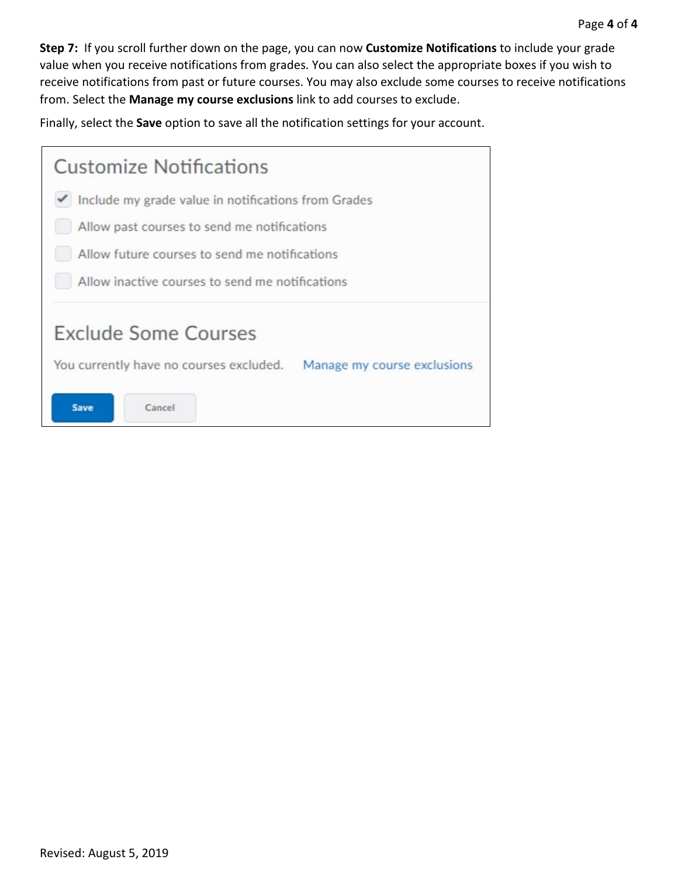**Step 7:** If you scroll further down on the page, you can now **Customize Notifications** to include your grade value when you receive notifications from grades. You can also select the appropriate boxes if you wish to receive notifications from past or future courses. You may also exclude some courses to receive notifications from. Select the **Manage my course exclusions** link to add courses to exclude.

Finally, select the **Save** option to save all the notification settings for your account.

Customize Notifications

- [x] Include my grade value in notifications from Grades
- [ ] Allow past courses to send me notifications
- [ ] Allow future courses to send me notifications
- [ ] Allow inactive courses to send me notifications

Exclude Some Courses

You currently have no courses excluded. Manage my course exclusions

Save Cancel